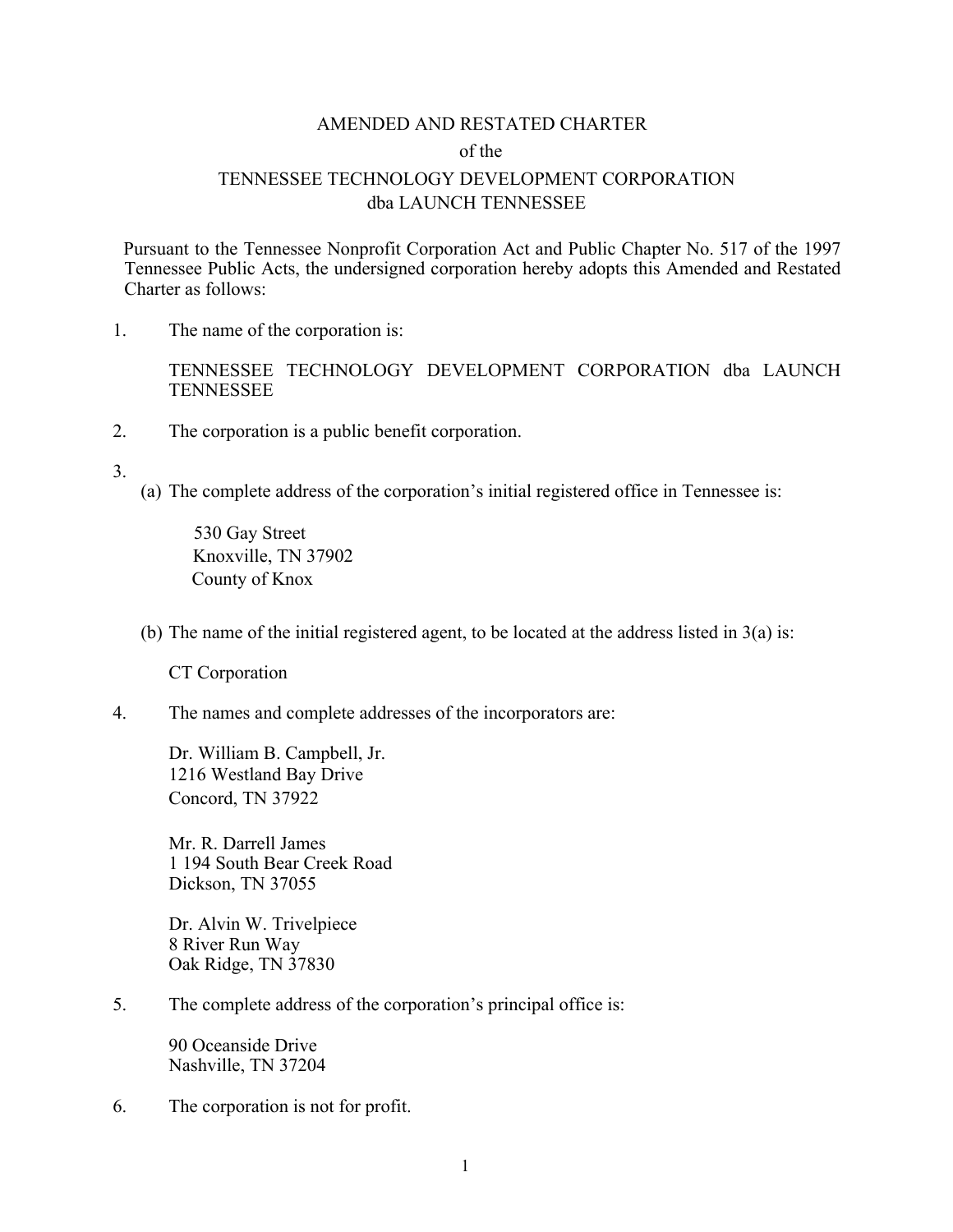# AMENDED AND RESTATED CHARTER

## of the

## TENNESSEE TECHNOLOGY DEVELOPMENT CORPORATION

## dba LAUNCH TENNESSEE

Pursuant to the Tennessee Nonprofit Corporation Act and Public Chapter No. 517 of the 1997 Tennessee Public Acts, the undersigned corporation hereby adopts this Amended and Restated Charter as follows:

1. The name of the corporation is:

   TENNESSEE TECHNOLOGY DEVELOPMENT CORPORATION dba LAUNCH TENNESSEE

2. The corporation is a public benefit corporation.

3. (a) The complete address of the corporation's initial registered office in Tennessee is:

   530 Gay Street
   Knoxville, TN 37902
   County of Knox

   (b) The name of the initial registered agent, to be located at the address listed in 3(a) is:

   CT Corporation

4. The names and complete addresses of the incorporators are:

   Dr. William B. Campbell, Jr.
   1216 Westland Bay Drive
   Concord, TN 37922

   Mr. R. Darrell James
   1 194 South Bear Creek Road
   Dickson, TN 37055

   Dr. Alvin W. Trivelpiece
   8 River Run Way
   Oak Ridge, TN 37830

5. The complete address of the corporation's principal office is:

   90 Oceanside Drive
   Nashville, TN 37204

6. The corporation is not for profit.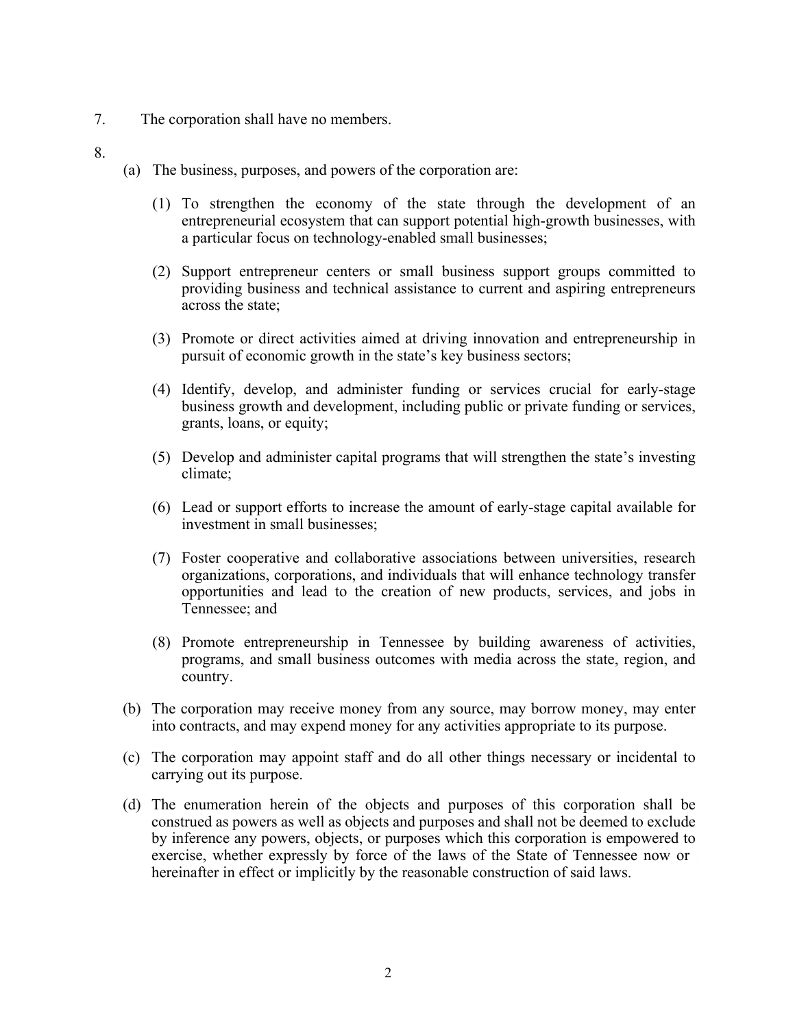7. The corporation shall have no members.

8.

(a) The business, purposes, and powers of the corporation are:

(1) To strengthen the economy of the state through the development of an entrepreneurial ecosystem that can support potential high-growth businesses, with a particular focus on technology-enabled small businesses;

(2) Support entrepreneur centers or small business support groups committed to providing business and technical assistance to current and aspiring entrepreneurs across the state;

(3) Promote or direct activities aimed at driving innovation and entrepreneurship in pursuit of economic growth in the state's key business sectors;

(4) Identify, develop, and administer funding or services crucial for early-stage business growth and development, including public or private funding or services, grants, loans, or equity;

(5) Develop and administer capital programs that will strengthen the state's investing climate;

(6) Lead or support efforts to increase the amount of early-stage capital available for investment in small businesses;

(7) Foster cooperative and collaborative associations between universities, research organizations, corporations, and individuals that will enhance technology transfer opportunities and lead to the creation of new products, services, and jobs in Tennessee; and

(8) Promote entrepreneurship in Tennessee by building awareness of activities, programs, and small business outcomes with media across the state, region, and country.

(b) The corporation may receive money from any source, may borrow money, may enter into contracts, and may expend money for any activities appropriate to its purpose.

(c) The corporation may appoint staff and do all other things necessary or incidental to carrying out its purpose.

(d) The enumeration herein of the objects and purposes of this corporation shall be construed as powers as well as objects and purposes and shall not be deemed to exclude by inference any powers, objects, or purposes which this corporation is empowered to exercise, whether expressly by force of the laws of the State of Tennessee now or hereinafter in effect or implicitly by the reasonable construction of said laws.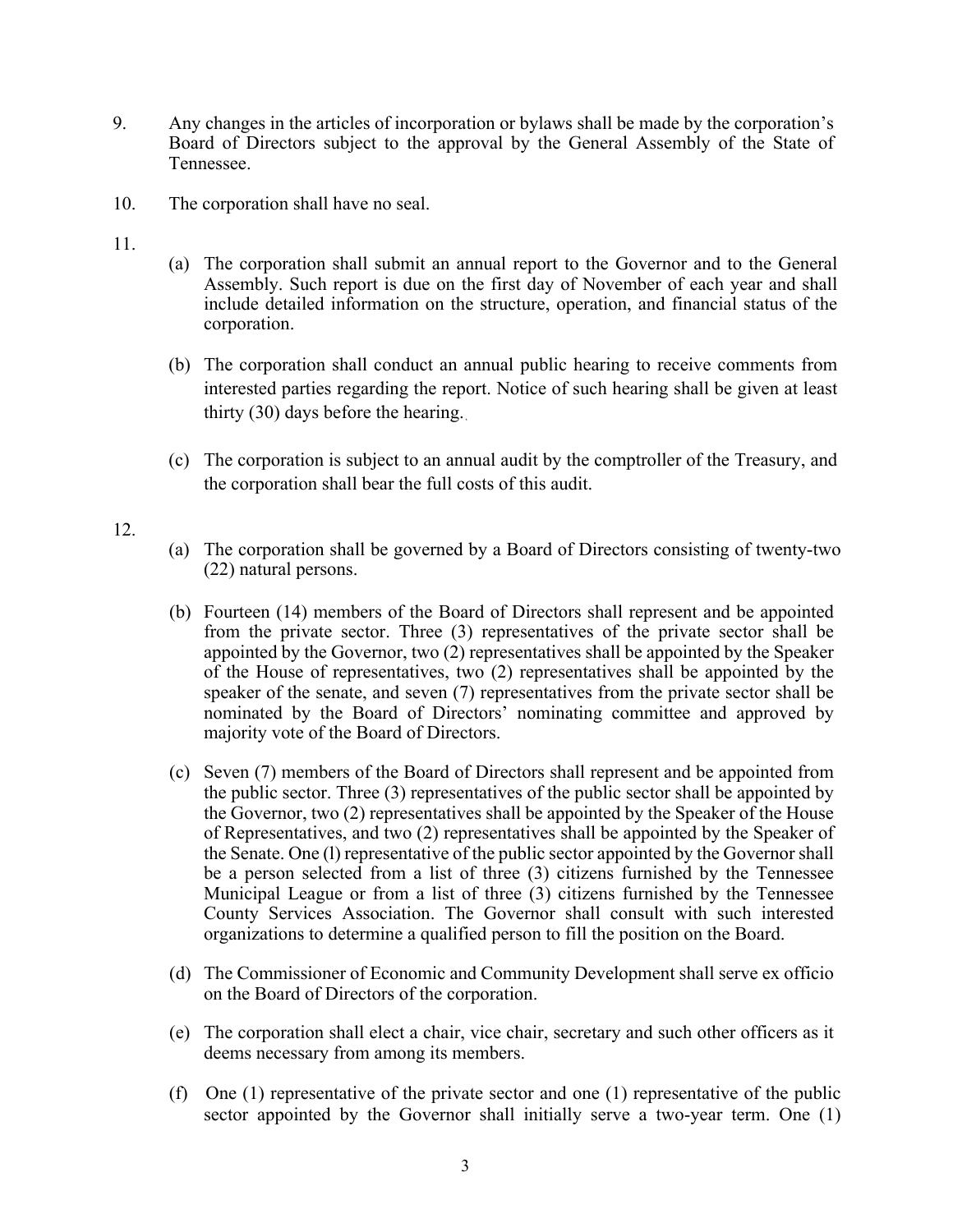9. Any changes in the articles of incorporation or bylaws shall be made by the corporation's Board of Directors subject to the approval by the General Assembly of the State of Tennessee.

10. The corporation shall have no seal.

11.

   (a) The corporation shall submit an annual report to the Governor and to the General Assembly. Such report is due on the first day of November of each year and shall include detailed information on the structure, operation, and financial status of the corporation.

   (b) The corporation shall conduct an annual public hearing to receive comments from interested parties regarding the report. Notice of such hearing shall be given at least thirty (30) days before the hearing.

   (c) The corporation is subject to an annual audit by the comptroller of the Treasury, and the corporation shall bear the full costs of this audit.

12.

   (a) The corporation shall be governed by a Board of Directors consisting of twenty-two (22) natural persons.

   (b) Fourteen (14) members of the Board of Directors shall represent and be appointed from the private sector. Three (3) representatives of the private sector shall be appointed by the Governor, two (2) representatives shall be appointed by the Speaker of the House of representatives, two (2) representatives shall be appointed by the speaker of the senate, and seven (7) representatives from the private sector shall be nominated by the Board of Directors' nominating committee and approved by majority vote of the Board of Directors.

   (c) Seven (7) members of the Board of Directors shall represent and be appointed from the public sector. Three (3) representatives of the public sector shall be appointed by the Governor, two (2) representatives shall be appointed by the Speaker of the House of Representatives, and two (2) representatives shall be appointed by the Speaker of the Senate. One (l) representative of the public sector appointed by the Governor shall be a person selected from a list of three (3) citizens furnished by the Tennessee Municipal League or from a list of three (3) citizens furnished by the Tennessee County Services Association. The Governor shall consult with such interested organizations to determine a qualified person to fill the position on the Board.

   (d) The Commissioner of Economic and Community Development shall serve ex officio on the Board of Directors of the corporation.

   (e) The corporation shall elect a chair, vice chair, secretary and such other officers as it deems necessary from among its members.

   (f) One (1) representative of the private sector and one (1) representative of the public sector appointed by the Governor shall initially serve a two-year term. One (1)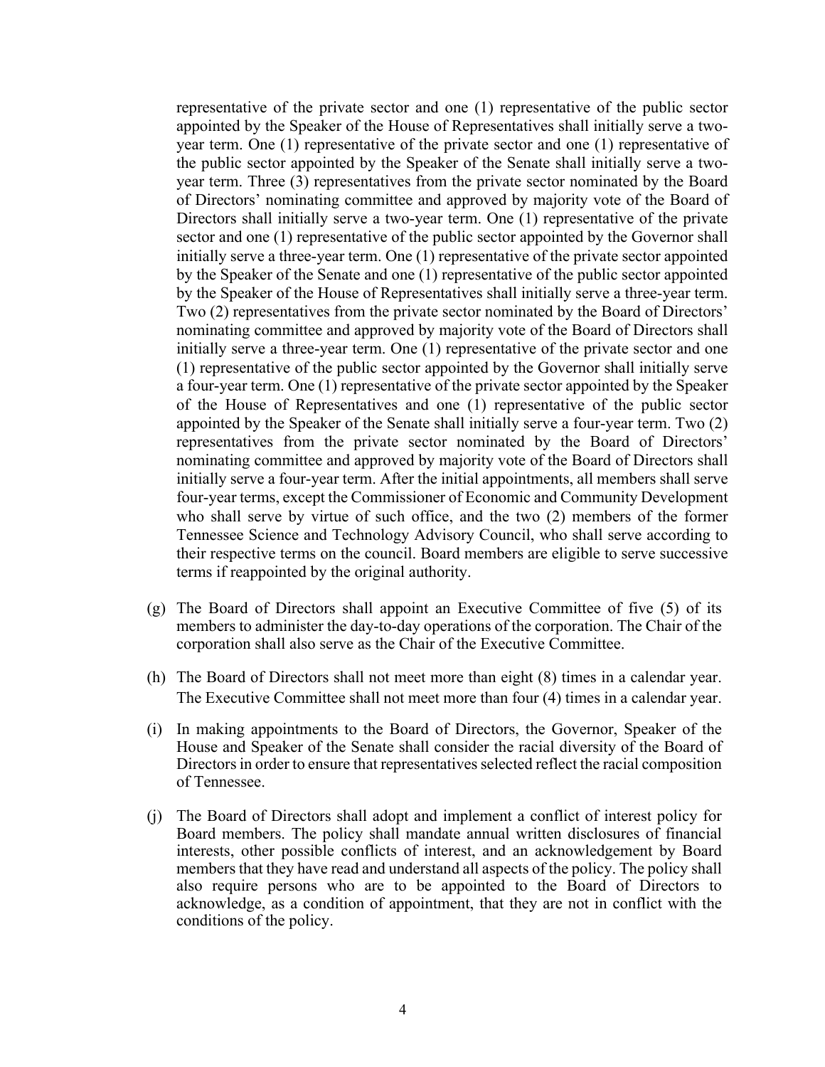representative of the private sector and one (1) representative of the public sector appointed by the Speaker of the House of Representatives shall initially serve a two-year term. One (1) representative of the private sector and one (1) representative of the public sector appointed by the Speaker of the Senate shall initially serve a two-year term. Three (3) representatives from the private sector nominated by the Board of Directors' nominating committee and approved by majority vote of the Board of Directors shall initially serve a two-year term. One (1) representative of the private sector and one (1) representative of the public sector appointed by the Governor shall initially serve a three-year term. One (1) representative of the private sector appointed by the Speaker of the Senate and one (1) representative of the public sector appointed by the Speaker of the House of Representatives shall initially serve a three-year term. Two (2) representatives from the private sector nominated by the Board of Directors' nominating committee and approved by majority vote of the Board of Directors shall initially serve a three-year term. One (1) representative of the private sector and one (1) representative of the public sector appointed by the Governor shall initially serve a four-year term. One (1) representative of the private sector appointed by the Speaker of the House of Representatives and one (1) representative of the public sector appointed by the Speaker of the Senate shall initially serve a four-year term. Two (2) representatives from the private sector nominated by the Board of Directors' nominating committee and approved by majority vote of the Board of Directors shall initially serve a four-year term. After the initial appointments, all members shall serve four-year terms, except the Commissioner of Economic and Community Development who shall serve by virtue of such office, and the two (2) members of the former Tennessee Science and Technology Advisory Council, who shall serve according to their respective terms on the council. Board members are eligible to serve successive terms if reappointed by the original authority.

(g) The Board of Directors shall appoint an Executive Committee of five (5) of its members to administer the day-to-day operations of the corporation. The Chair of the corporation shall also serve as the Chair of the Executive Committee.

(h) The Board of Directors shall not meet more than eight (8) times in a calendar year. The Executive Committee shall not meet more than four (4) times in a calendar year.

(i) In making appointments to the Board of Directors, the Governor, Speaker of the House and Speaker of the Senate shall consider the racial diversity of the Board of Directors in order to ensure that representatives selected reflect the racial composition of Tennessee.

(j) The Board of Directors shall adopt and implement a conflict of interest policy for Board members. The policy shall mandate annual written disclosures of financial interests, other possible conflicts of interest, and an acknowledgement by Board members that they have read and understand all aspects of the policy. The policy shall also require persons who are to be appointed to the Board of Directors to acknowledge, as a condition of appointment, that they are not in conflict with the conditions of the policy.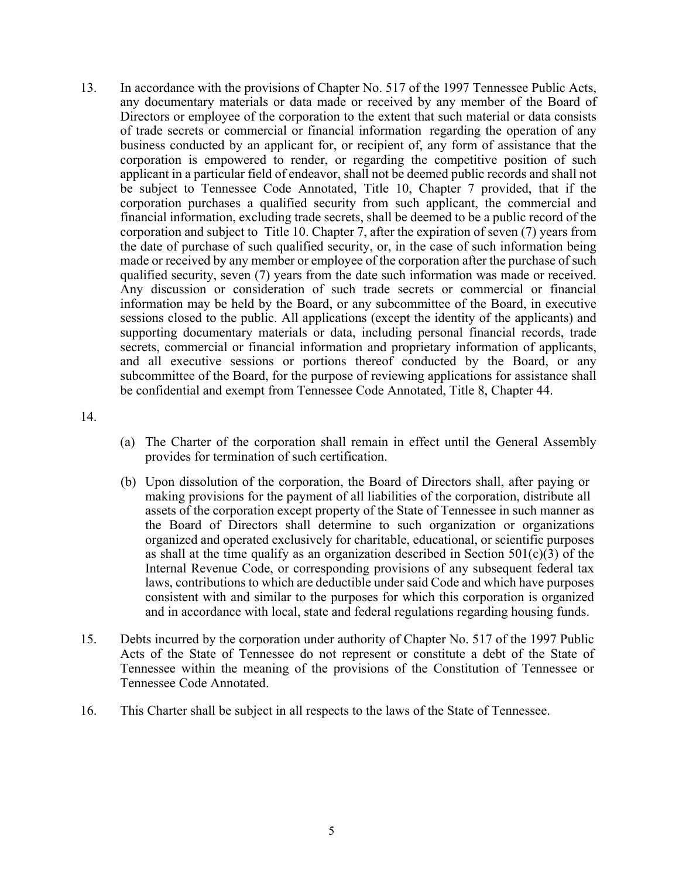13. In accordance with the provisions of Chapter No. 517 of the 1997 Tennessee Public Acts, any documentary materials or data made or received by any member of the Board of Directors or employee of the corporation to the extent that such material or data consists of trade secrets or commercial or financial information regarding the operation of any business conducted by an applicant for, or recipient of, any form of assistance that the corporation is empowered to render, or regarding the competitive position of such applicant in a particular field of endeavor, shall not be deemed public records and shall not be subject to Tennessee Code Annotated, Title 10, Chapter 7 provided, that if the corporation purchases a qualified security from such applicant, the commercial and financial information, excluding trade secrets, shall be deemed to be a public record of the corporation and subject to Title 10. Chapter 7, after the expiration of seven (7) years from the date of purchase of such qualified security, or, in the case of such information being made or received by any member or employee of the corporation after the purchase of such qualified security, seven (7) years from the date such information was made or received. Any discussion or consideration of such trade secrets or commercial or financial information may be held by the Board, or any subcommittee of the Board, in executive sessions closed to the public. All applications (except the identity of the applicants) and supporting documentary materials or data, including personal financial records, trade secrets, commercial or financial information and proprietary information of applicants, and all executive sessions or portions thereof conducted by the Board, or any subcommittee of the Board, for the purpose of reviewing applications for assistance shall be confidential and exempt from Tennessee Code Annotated, Title 8, Chapter 44.

14.

   (a) The Charter of the corporation shall remain in effect until the General Assembly provides for termination of such certification.

   (b) Upon dissolution of the corporation, the Board of Directors shall, after paying or making provisions for the payment of all liabilities of the corporation, distribute all assets of the corporation except property of the State of Tennessee in such manner as the Board of Directors shall determine to such organization or organizations organized and operated exclusively for charitable, educational, or scientific purposes as shall at the time qualify as an organization described in Section 501(c)(3) of the Internal Revenue Code, or corresponding provisions of any subsequent federal tax laws, contributions to which are deductible under said Code and which have purposes consistent with and similar to the purposes for which this corporation is organized and in accordance with local, state and federal regulations regarding housing funds.

15. Debts incurred by the corporation under authority of Chapter No. 517 of the 1997 Public Acts of the State of Tennessee do not represent or constitute a debt of the State of Tennessee within the meaning of the provisions of the Constitution of Tennessee or Tennessee Code Annotated.

16. This Charter shall be subject in all respects to the laws of the State of Tennessee.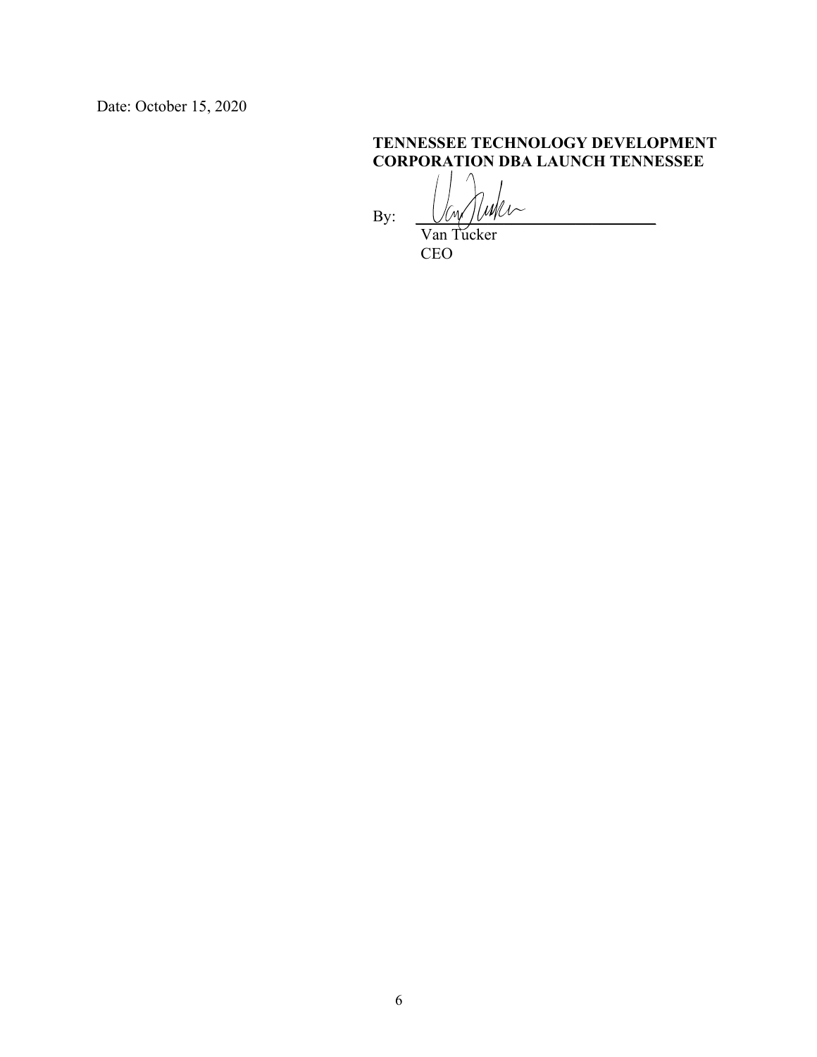Date: October 15, 2020

**TENNESSEE TECHNOLOGY DEVELOPMENT CORPORATION DBA LAUNCH TENNESSEE**

By: \_\_\_\_\_\_\_\_\_\_\_\_\_\_\_\_\_\_\_\_\_\_\_\_\_\_\_\_\_\_

Van Tucker
CEO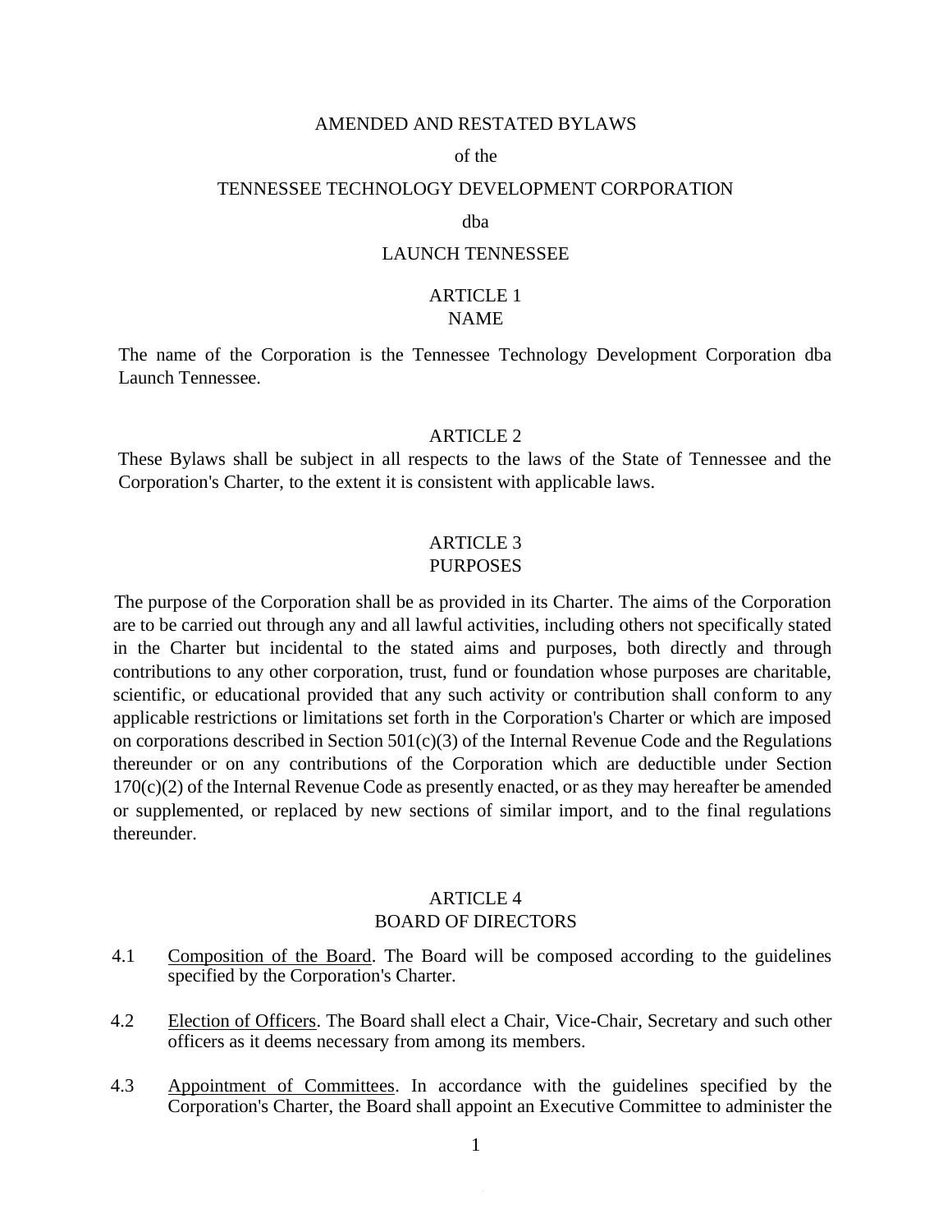# AMENDED AND RESTATED BYLAWS

of the

TENNESSEE TECHNOLOGY DEVELOPMENT CORPORATION

dba

LAUNCH TENNESSEE

## ARTICLE 1
## NAME

The name of the Corporation is the Tennessee Technology Development Corporation dba Launch Tennessee.

## ARTICLE 2

These Bylaws shall be subject in all respects to the laws of the State of Tennessee and the Corporation's Charter, to the extent it is consistent with applicable laws.

## ARTICLE 3
## PURPOSES

The purpose of the Corporation shall be as provided in its Charter. The aims of the Corporation are to be carried out through any and all lawful activities, including others not specifically stated in the Charter but incidental to the stated aims and purposes, both directly and through contributions to any other corporation, trust, fund or foundation whose purposes are charitable, scientific, or educational provided that any such activity or contribution shall conform to any applicable restrictions or limitations set forth in the Corporation's Charter or which are imposed on corporations described in Section 501(c)(3) of the Internal Revenue Code and the Regulations thereunder or on any contributions of the Corporation which are deductible under Section 170(c)(2) of the Internal Revenue Code as presently enacted, or as they may hereafter be amended or supplemented, or replaced by new sections of similar import, and to the final regulations thereunder.

## ARTICLE 4
## BOARD OF DIRECTORS

4.1 Composition of the Board. The Board will be composed according to the guidelines specified by the Corporation's Charter.

4.2 Election of Officers. The Board shall elect a Chair, Vice-Chair, Secretary and such other officers as it deems necessary from among its members.

4.3 Appointment of Committees. In accordance with the guidelines specified by the Corporation's Charter, the Board shall appoint an Executive Committee to administer the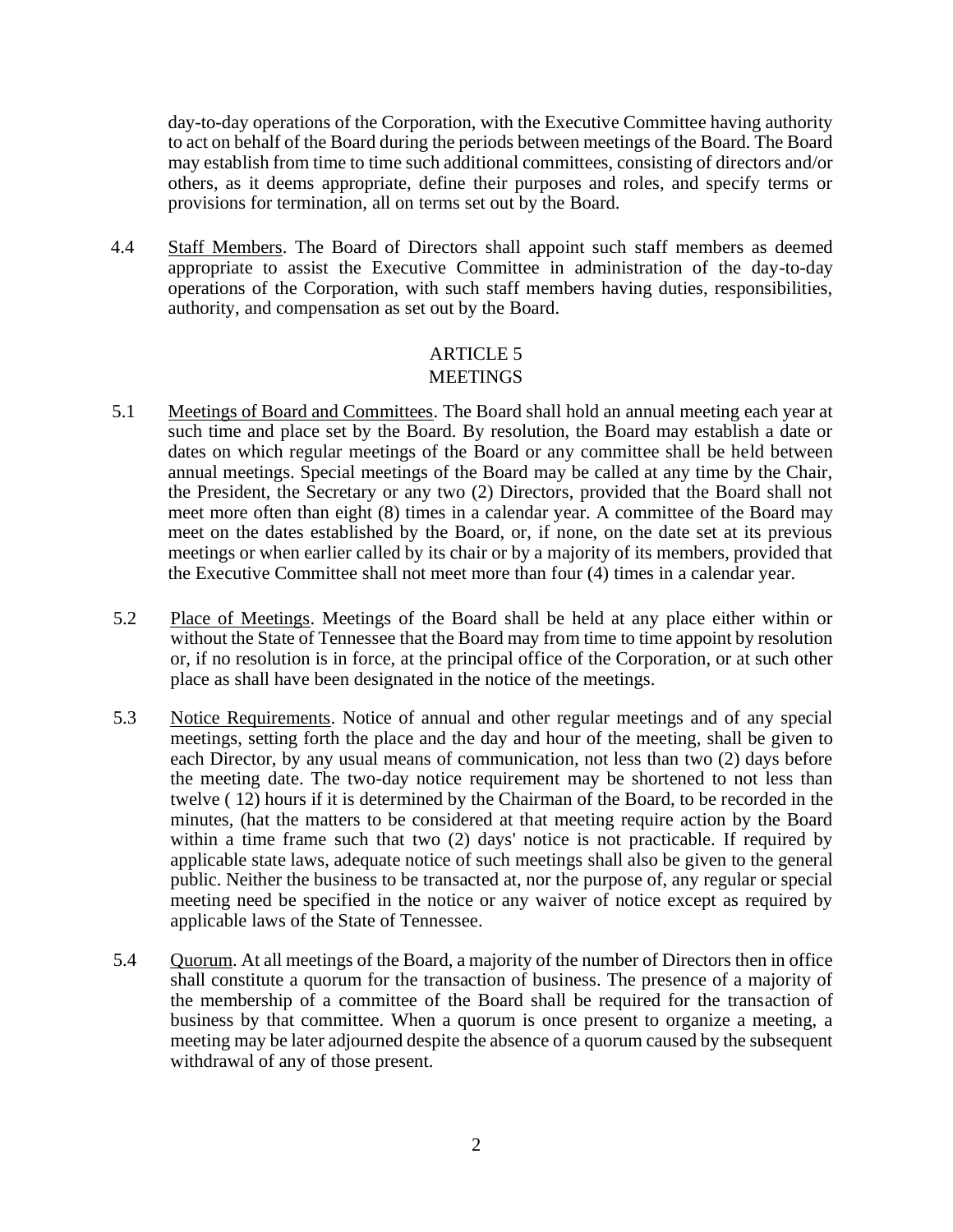day-to-day operations of the Corporation, with the Executive Committee having authority to act on behalf of the Board during the periods between meetings of the Board. The Board may establish from time to time such additional committees, consisting of directors and/or others, as it deems appropriate, define their purposes and roles, and specify terms or provisions for termination, all on terms set out by the Board.

4.4 Staff Members. The Board of Directors shall appoint such staff members as deemed appropriate to assist the Executive Committee in administration of the day-to-day operations of the Corporation, with such staff members having duties, responsibilities, authority, and compensation as set out by the Board.

## ARTICLE 5
## MEETINGS

5.1 Meetings of Board and Committees. The Board shall hold an annual meeting each year at such time and place set by the Board. By resolution, the Board may establish a date or dates on which regular meetings of the Board or any committee shall be held between annual meetings. Special meetings of the Board may be called at any time by the Chair, the President, the Secretary or any two (2) Directors, provided that the Board shall not meet more often than eight (8) times in a calendar year. A committee of the Board may meet on the dates established by the Board, or, if none, on the date set at its previous meetings or when earlier called by its chair or by a majority of its members, provided that the Executive Committee shall not meet more than four (4) times in a calendar year.

5.2 Place of Meetings. Meetings of the Board shall be held at any place either within or without the State of Tennessee that the Board may from time to time appoint by resolution or, if no resolution is in force, at the principal office of the Corporation, or at such other place as shall have been designated in the notice of the meetings.

5.3 Notice Requirements. Notice of annual and other regular meetings and of any special meetings, setting forth the place and the day and hour of the meeting, shall be given to each Director, by any usual means of communication, not less than two (2) days before the meeting date. The two-day notice requirement may be shortened to not less than twelve ( 12) hours if it is determined by the Chairman of the Board, to be recorded in the minutes, (hat the matters to be considered at that meeting require action by the Board within a time frame such that two (2) days' notice is not practicable. If required by applicable state laws, adequate notice of such meetings shall also be given to the general public. Neither the business to be transacted at, nor the purpose of, any regular or special meeting need be specified in the notice or any waiver of notice except as required by applicable laws of the State of Tennessee.

5.4 Quorum. At all meetings of the Board, a majority of the number of Directors then in office shall constitute a quorum for the transaction of business. The presence of a majority of the membership of a committee of the Board shall be required for the transaction of business by that committee. When a quorum is once present to organize a meeting, a meeting may be later adjourned despite the absence of a quorum caused by the subsequent withdrawal of any of those present.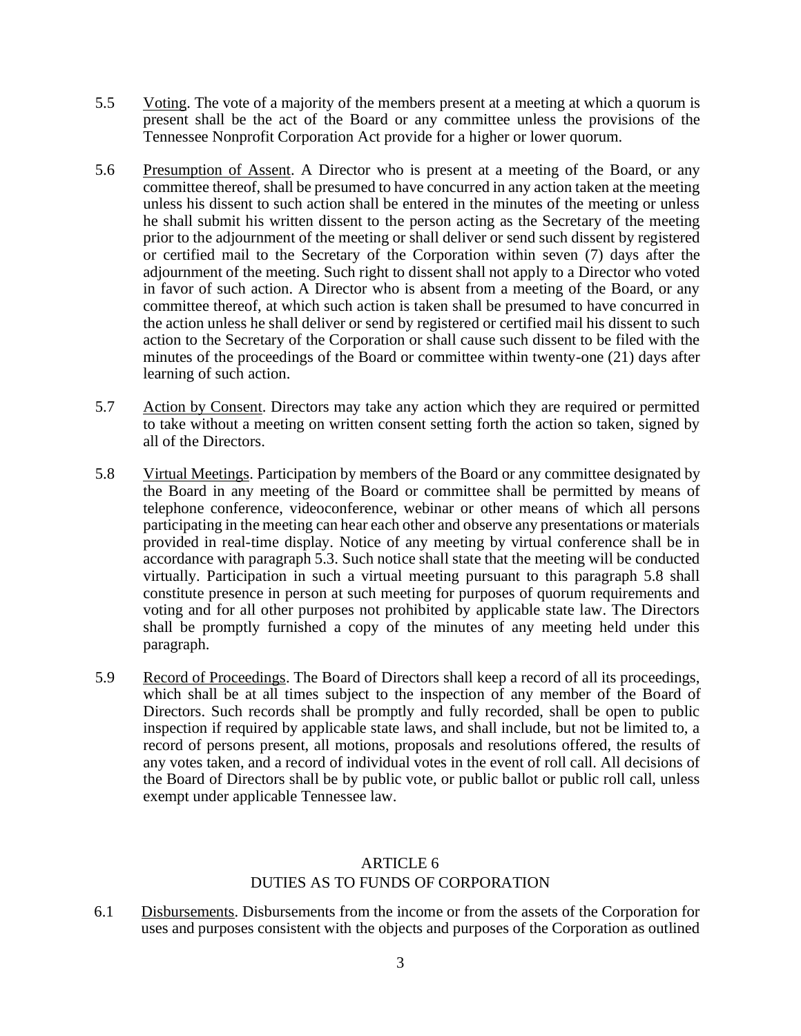5.5 Voting. The vote of a majority of the members present at a meeting at which a quorum is present shall be the act of the Board or any committee unless the provisions of the Tennessee Nonprofit Corporation Act provide for a higher or lower quorum.

5.6 Presumption of Assent. A Director who is present at a meeting of the Board, or any committee thereof, shall be presumed to have concurred in any action taken at the meeting unless his dissent to such action shall be entered in the minutes of the meeting or unless he shall submit his written dissent to the person acting as the Secretary of the meeting prior to the adjournment of the meeting or shall deliver or send such dissent by registered or certified mail to the Secretary of the Corporation within seven (7) days after the adjournment of the meeting. Such right to dissent shall not apply to a Director who voted in favor of such action. A Director who is absent from a meeting of the Board, or any committee thereof, at which such action is taken shall be presumed to have concurred in the action unless he shall deliver or send by registered or certified mail his dissent to such action to the Secretary of the Corporation or shall cause such dissent to be filed with the minutes of the proceedings of the Board or committee within twenty-one (21) days after learning of such action.

5.7 Action by Consent. Directors may take any action which they are required or permitted to take without a meeting on written consent setting forth the action so taken, signed by all of the Directors.

5.8 Virtual Meetings. Participation by members of the Board or any committee designated by the Board in any meeting of the Board or committee shall be permitted by means of telephone conference, videoconference, webinar or other means of which all persons participating in the meeting can hear each other and observe any presentations or materials provided in real-time display. Notice of any meeting by virtual conference shall be in accordance with paragraph 5.3. Such notice shall state that the meeting will be conducted virtually. Participation in such a virtual meeting pursuant to this paragraph 5.8 shall constitute presence in person at such meeting for purposes of quorum requirements and voting and for all other purposes not prohibited by applicable state law. The Directors shall be promptly furnished a copy of the minutes of any meeting held under this paragraph.

5.9 Record of Proceedings. The Board of Directors shall keep a record of all its proceedings, which shall be at all times subject to the inspection of any member of the Board of Directors. Such records shall be promptly and fully recorded, shall be open to public inspection if required by applicable state laws, and shall include, but not be limited to, a record of persons present, all motions, proposals and resolutions offered, the results of any votes taken, and a record of individual votes in the event of roll call. All decisions of the Board of Directors shall be by public vote, or public ballot or public roll call, unless exempt under applicable Tennessee law.

## ARTICLE 6
## DUTIES AS TO FUNDS OF CORPORATION

6.1 Disbursements. Disbursements from the income or from the assets of the Corporation for uses and purposes consistent with the objects and purposes of the Corporation as outlined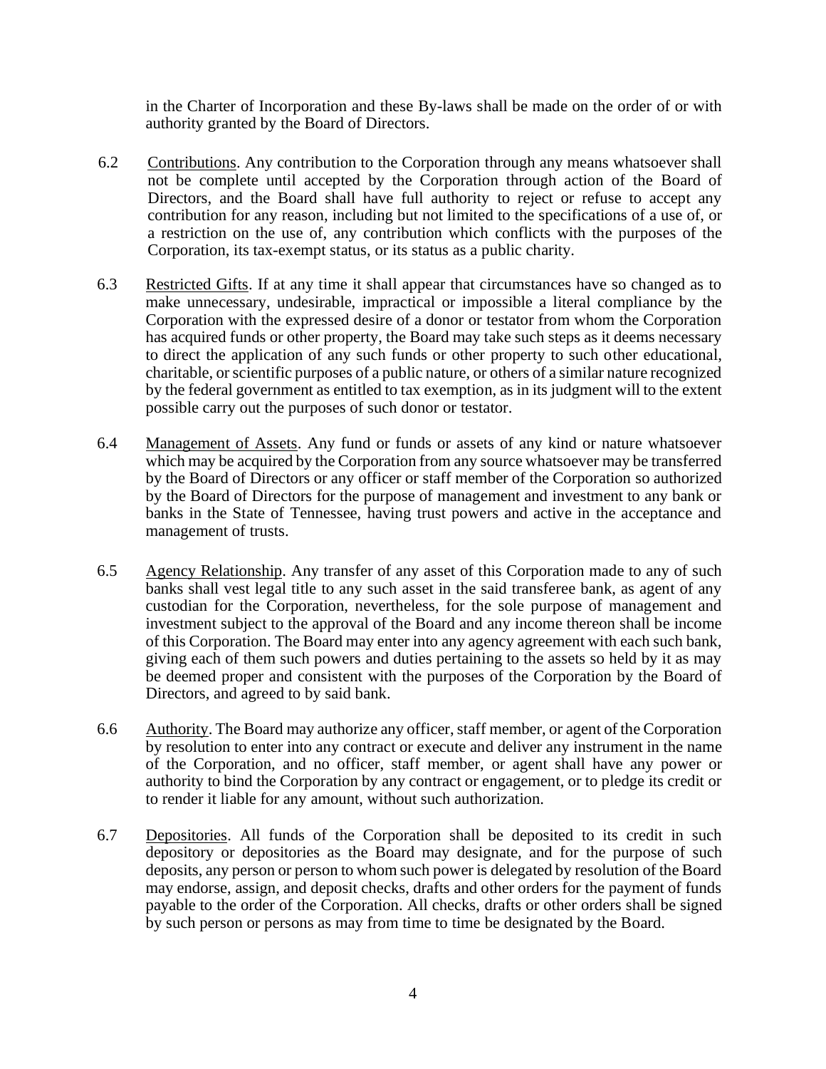in the Charter of Incorporation and these By-laws shall be made on the order of or with authority granted by the Board of Directors.

6.2 Contributions. Any contribution to the Corporation through any means whatsoever shall not be complete until accepted by the Corporation through action of the Board of Directors, and the Board shall have full authority to reject or refuse to accept any contribution for any reason, including but not limited to the specifications of a use of, or a restriction on the use of, any contribution which conflicts with the purposes of the Corporation, its tax-exempt status, or its status as a public charity.

6.3 Restricted Gifts. If at any time it shall appear that circumstances have so changed as to make unnecessary, undesirable, impractical or impossible a literal compliance by the Corporation with the expressed desire of a donor or testator from whom the Corporation has acquired funds or other property, the Board may take such steps as it deems necessary to direct the application of any such funds or other property to such other educational, charitable, or scientific purposes of a public nature, or others of a similar nature recognized by the federal government as entitled to tax exemption, as in its judgment will to the extent possible carry out the purposes of such donor or testator.

6.4 Management of Assets. Any fund or funds or assets of any kind or nature whatsoever which may be acquired by the Corporation from any source whatsoever may be transferred by the Board of Directors or any officer or staff member of the Corporation so authorized by the Board of Directors for the purpose of management and investment to any bank or banks in the State of Tennessee, having trust powers and active in the acceptance and management of trusts.

6.5 Agency Relationship. Any transfer of any asset of this Corporation made to any of such banks shall vest legal title to any such asset in the said transferee bank, as agent of any custodian for the Corporation, nevertheless, for the sole purpose of management and investment subject to the approval of the Board and any income thereon shall be income of this Corporation. The Board may enter into any agency agreement with each such bank, giving each of them such powers and duties pertaining to the assets so held by it as may be deemed proper and consistent with the purposes of the Corporation by the Board of Directors, and agreed to by said bank.

6.6 Authority. The Board may authorize any officer, staff member, or agent of the Corporation by resolution to enter into any contract or execute and deliver any instrument in the name of the Corporation, and no officer, staff member, or agent shall have any power or authority to bind the Corporation by any contract or engagement, or to pledge its credit or to render it liable for any amount, without such authorization.

6.7 Depositories. All funds of the Corporation shall be deposited to its credit in such depository or depositories as the Board may designate, and for the purpose of such deposits, any person or person to whom such power is delegated by resolution of the Board may endorse, assign, and deposit checks, drafts and other orders for the payment of funds payable to the order of the Corporation. All checks, drafts or other orders shall be signed by such person or persons as may from time to time be designated by the Board.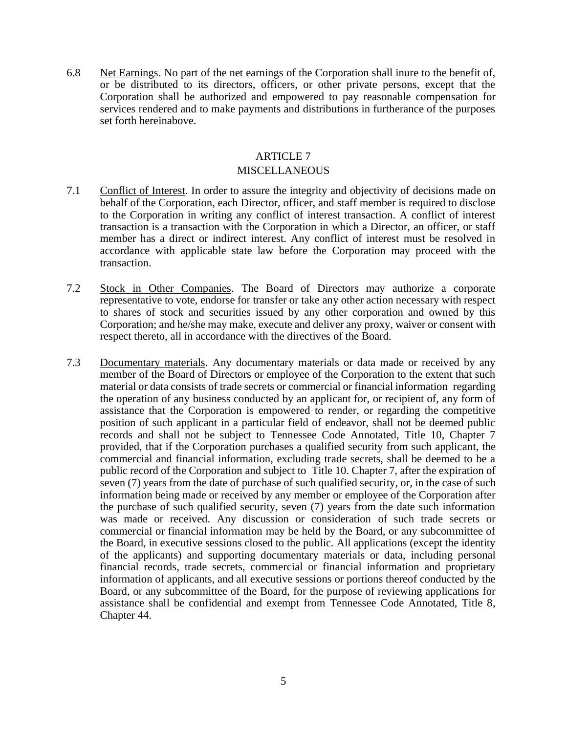6.8 Net Earnings. No part of the net earnings of the Corporation shall inure to the benefit of, or be distributed to its directors, officers, or other private persons, except that the Corporation shall be authorized and empowered to pay reasonable compensation for services rendered and to make payments and distributions in furtherance of the purposes set forth hereinabove.

## ARTICLE 7
## MISCELLANEOUS

7.1 Conflict of Interest. In order to assure the integrity and objectivity of decisions made on behalf of the Corporation, each Director, officer, and staff member is required to disclose to the Corporation in writing any conflict of interest transaction. A conflict of interest transaction is a transaction with the Corporation in which a Director, an officer, or staff member has a direct or indirect interest. Any conflict of interest must be resolved in accordance with applicable state law before the Corporation may proceed with the transaction.

7.2 Stock in Other Companies. The Board of Directors may authorize a corporate representative to vote, endorse for transfer or take any other action necessary with respect to shares of stock and securities issued by any other corporation and owned by this Corporation; and he/she may make, execute and deliver any proxy, waiver or consent with respect thereto, all in accordance with the directives of the Board.

7.3 Documentary materials. Any documentary materials or data made or received by any member of the Board of Directors or employee of the Corporation to the extent that such material or data consists of trade secrets or commercial or financial information regarding the operation of any business conducted by an applicant for, or recipient of, any form of assistance that the Corporation is empowered to render, or regarding the competitive position of such applicant in a particular field of endeavor, shall not be deemed public records and shall not be subject to Tennessee Code Annotated, Title 10, Chapter 7 provided, that if the Corporation purchases a qualified security from such applicant, the commercial and financial information, excluding trade secrets, shall be deemed to be a public record of the Corporation and subject to Title 10. Chapter 7, after the expiration of seven (7) years from the date of purchase of such qualified security, or, in the case of such information being made or received by any member or employee of the Corporation after the purchase of such qualified security, seven (7) years from the date such information was made or received. Any discussion or consideration of such trade secrets or commercial or financial information may be held by the Board, or any subcommittee of the Board, in executive sessions closed to the public. All applications (except the identity of the applicants) and supporting documentary materials or data, including personal financial records, trade secrets, commercial or financial information and proprietary information of applicants, and all executive sessions or portions thereof conducted by the Board, or any subcommittee of the Board, for the purpose of reviewing applications for assistance shall be confidential and exempt from Tennessee Code Annotated, Title 8, Chapter 44.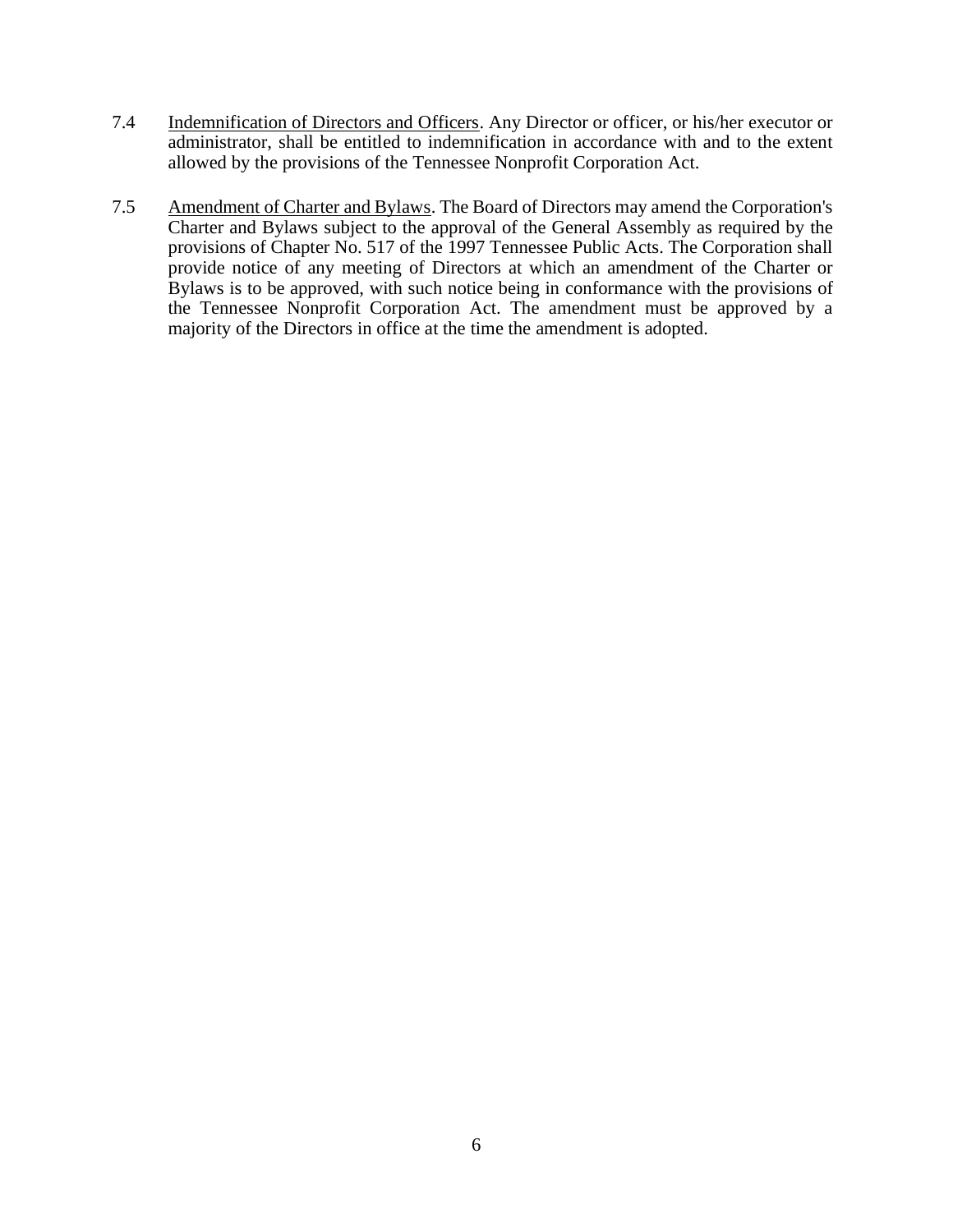7.4 Indemnification of Directors and Officers. Any Director or officer, or his/her executor or administrator, shall be entitled to indemnification in accordance with and to the extent allowed by the provisions of the Tennessee Nonprofit Corporation Act.

7.5 Amendment of Charter and Bylaws. The Board of Directors may amend the Corporation's Charter and Bylaws subject to the approval of the General Assembly as required by the provisions of Chapter No. 517 of the 1997 Tennessee Public Acts. The Corporation shall provide notice of any meeting of Directors at which an amendment of the Charter or Bylaws is to be approved, with such notice being in conformance with the provisions of the Tennessee Nonprofit Corporation Act. The amendment must be approved by a majority of the Directors in office at the time the amendment is adopted.